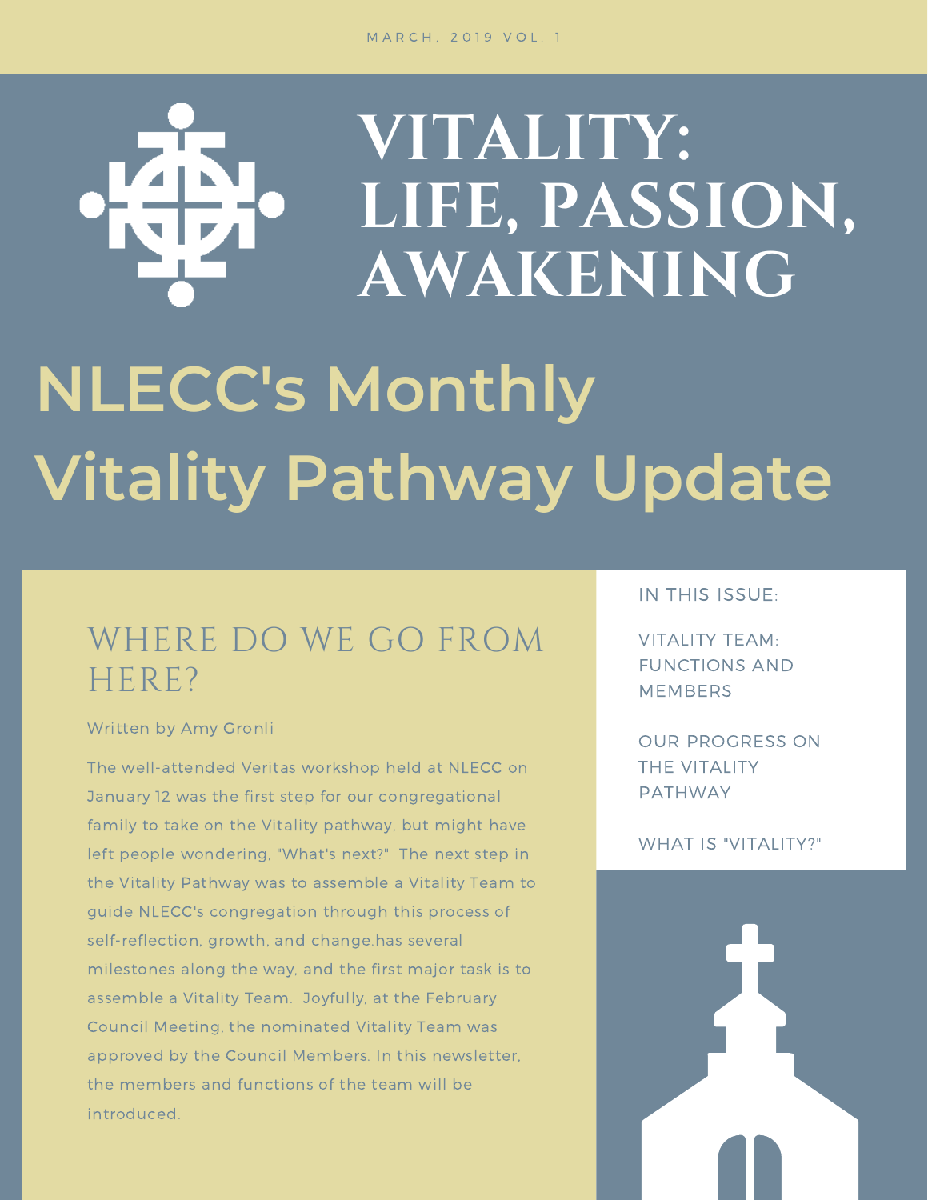MARCH, 2019 VOL. 1

# VITALITY: LIFE, PASSION, AWAKENING

# NLECC's Monthly Vitality Pathway Update

IN THIS ISSUE:

- VITALITY TEAM: FUNCTIONS AND MEMBERS
- OUR PROGRESS ON THE VITALITY PATHWAY
- WHAT IS "VITALITY?"

## WHERE DO WE GO FROM HERE?

Written by Amy Gronli

The well-attended Veritas workshop held at NLECC on January 12 was the first step for our congregational family to take on the Vitality pathway, but might have left people wondering, "What's next?" The next step in the Vitality Pathway was to assemble a Vitality Team to guide NLECC's congregation through this process of self-reflection, growth, and change.has several milestones along the way, and the first major task is to assemble a Vitality Team. Joyfully, at the February Council Meeting, the nominated Vitality Team was approved by the Council Members. In this newsletter, the members and functions of the team will be introduced.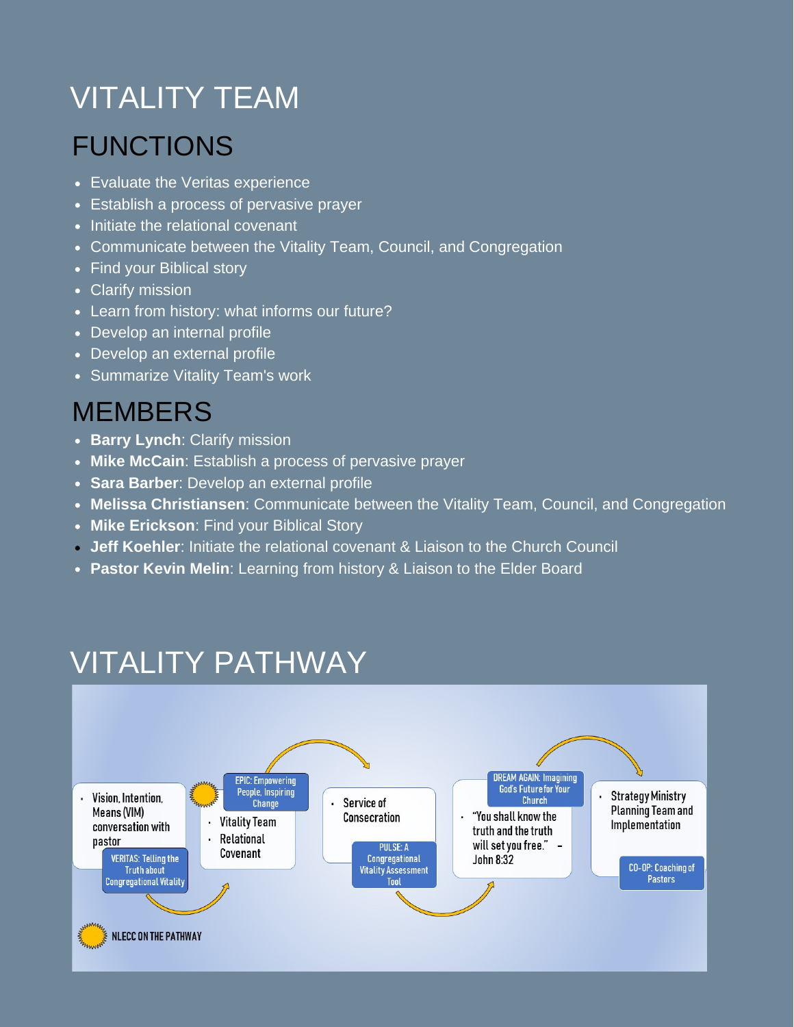# VITALITY TEAM

## FUNCTIONS

- Evaluate the Veritas experience
- Establish a process of pervasive prayer
- Initiate the relational covenant
- Communicate between the Vitality Team, Council, and Congregation
- Find your Biblical story
- Clarify mission
- Learn from history: what informs our future?
- Develop an internal profile
- Develop an external profile
- Summarize Vitality Team's work

## MEMBERS

- **Barry Lynch**: Clarify mission
- **Mike McCain**: Establish a process of pervasive prayer
- **Sara Barber**: Develop an external profile
- **Melissa Christiansen**: Communicate between the Vitality Team, Council, and Congregation
- **Mike Erickson**: Find your Biblical Story
- **Jeff Koehler**: Initiate the relational covenant & Liaison to the Church Council
- **Pastor Kevin Melin**: Learning from history & Liaison to the Elder Board

# VITALITY PATHWAY

- Vision, Intention, Means (VIM) conversation with pastor

VERITAS: Telling the Truth about Congregational Vitality

EPIC: Empowering People, Inspiring Change

- Vitality Team
- Relational Covenant

- Service of Consecration

PULSE: A Congregational Vitality Assessment Tool

DREAM AGAIN: Imagining God's Future for Your Church

- "You shall know the truth and the truth will set you free." – John 8:32

- Strategy Ministry Planning Team and Implementation

CO-OP: Coaching of Pastors

NLECC ON THE PATHWAY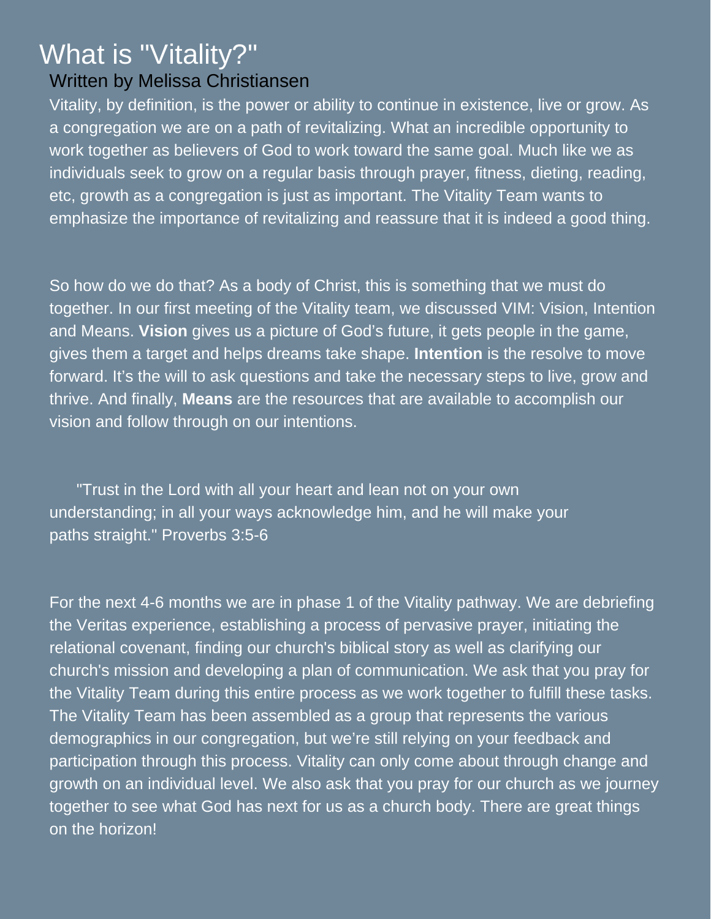# What is "Vitality?"

Written by Melissa Christiansen

Vitality, by definition, is the power or ability to continue in existence, live or grow. As a congregation we are on a path of revitalizing. What an incredible opportunity to work together as believers of God to work toward the same goal. Much like we as individuals seek to grow on a regular basis through prayer, fitness, dieting, reading, etc, growth as a congregation is just as important. The Vitality Team wants to emphasize the importance of revitalizing and reassure that it is indeed a good thing.

So how do we do that? As a body of Christ, this is something that we must do together. In our first meeting of the Vitality team, we discussed VIM: Vision, Intention and Means. **Vision** gives us a picture of God's future, it gets people in the game, gives them a target and helps dreams take shape. **Intention** is the resolve to move forward. It's the will to ask questions and take the necessary steps to live, grow and thrive. And finally, **Means** are the resources that are available to accomplish our vision and follow through on our intentions.

"Trust in the Lord with all your heart and lean not on your own understanding; in all your ways acknowledge him, and he will make your paths straight." Proverbs 3:5-6

For the next 4-6 months we are in phase 1 of the Vitality pathway. We are debriefing the Veritas experience, establishing a process of pervasive prayer, initiating the relational covenant, finding our church's biblical story as well as clarifying our church's mission and developing a plan of communication. We ask that you pray for the Vitality Team during this entire process as we work together to fulfill these tasks. The Vitality Team has been assembled as a group that represents the various demographics in our congregation, but we're still relying on your feedback and participation through this process. Vitality can only come about through change and growth on an individual level. We also ask that you pray for our church as we journey together to see what God has next for us as a church body. There are great things on the horizon!